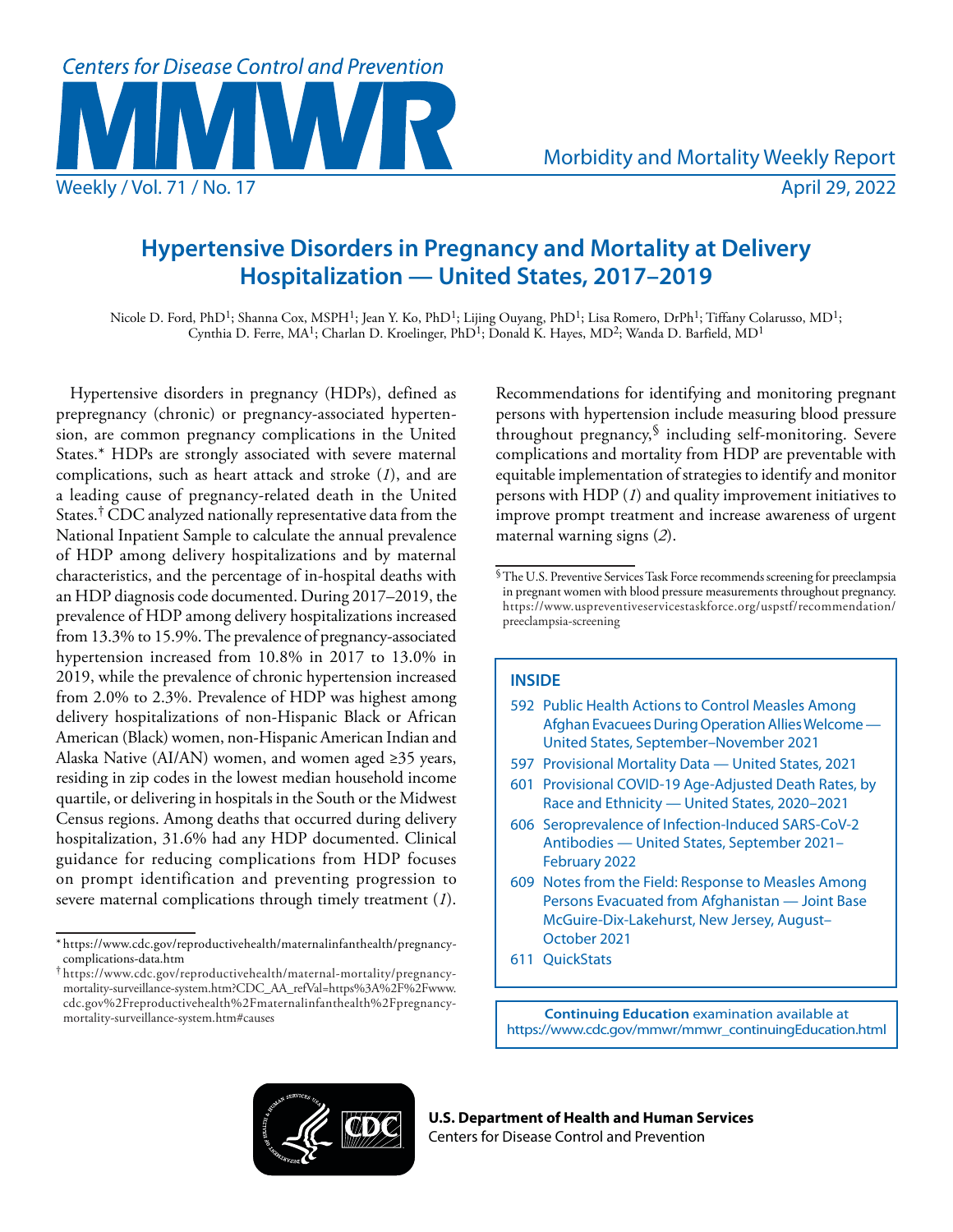# Hypertensive Disorders in Pregnancy and Mortality at Delivery Hospitalization — United States, 2017–2019

Nicole D. Ford, PhD[1]; Shanna Cox, MSPH[1]; Jean Y. Ko, PhD[1]; Lijing Ouyang, PhD[1]; Lisa Romero, DrPh[1]; Tiffany Colarusso, MD[1]; Cynthia D. Ferre, MA[1]; Charlan D. Kroelinger, PhD[1]; Donald K. Hayes, MD[2]; Wanda D. Barfield, MD[1]

Hypertensive disorders in pregnancy (HDPs), defined as prepregnancy (chronic) or pregnancy-associated hypertension, are common pregnancy complications in the United States.* HDPs are strongly associated with severe maternal complications, such as heart attack and stroke (*1*), and are a leading cause of pregnancy-related death in the United States.† CDC analyzed nationally representative data from the National Inpatient Sample to calculate the annual prevalence of HDP among delivery hospitalizations and by maternal characteristics, and the percentage of in-hospital deaths with an HDP diagnosis code documented. During 2017–2019, the prevalence of HDP among delivery hospitalizations increased from 13.3% to 15.9%. The prevalence of pregnancy-associated hypertension increased from 10.8% in 2017 to 13.0% in 2019, while the prevalence of chronic hypertension increased from 2.0% to 2.3%. Prevalence of HDP was highest among delivery hospitalizations of non-Hispanic Black or African American (Black) women, non-Hispanic American Indian and Alaska Native (AI/AN) women, and women aged ≥35 years, residing in zip codes in the lowest median household income quartile, or delivering in hospitals in the South or the Midwest Census regions. Among deaths that occurred during delivery hospitalization, 31.6% had any HDP documented. Clinical guidance for reducing complications from HDP focuses on prompt identification and preventing progression to severe maternal complications through timely treatment (*1*). Recommendations for identifying and monitoring pregnant persons with hypertension include measuring blood pressure throughout pregnancy,§ including self-monitoring. Severe complications and mortality from HDP are preventable with equitable implementation of strategies to identify and monitor persons with HDP (*1*) and quality improvement initiatives to improve prompt treatment and increase awareness of urgent maternal warning signs (*2*).

\* https://www.cdc.gov/reproductivehealth/maternalinfanthealth/pregnancy-complications-data.htm

† https://www.cdc.gov/reproductivehealth/maternal-mortality/pregnancy-mortality-surveillance-system.htm?CDC_AA_refVal=https%3A%2F%2Fwww.cdc.gov%2Freproductivehealth%2Fmaternalinfanthealth%2Fpregnancy-mortality-surveillance-system.htm#causes

§ The U.S. Preventive Services Task Force recommends screening for preeclampsia in pregnant women with blood pressure measurements throughout pregnancy. https://www.uspreventiveservicestaskforce.org/uspstf/recommendation/preeclampsia-screening

**INSIDE**

- 592 Public Health Actions to Control Measles Among Afghan Evacuees During Operation Allies Welcome — United States, September–November 2021
- 597 Provisional Mortality Data — United States, 2021
- 601 Provisional COVID-19 Age-Adjusted Death Rates, by Race and Ethnicity — United States, 2020–2021
- 606 Seroprevalence of Infection-Induced SARS-CoV-2 Antibodies — United States, September 2021–February 2022
- 609 Notes from the Field: Response to Measles Among Persons Evacuated from Afghanistan — Joint Base McGuire-Dix-Lakehurst, New Jersey, August–October 2021
- 611 QuickStats

**Continuing Education** examination available at https://www.cdc.gov/mmwr/mmwr_continuingEducation.html

**U.S. Department of Health and Human Services**
Centers for Disease Control and Prevention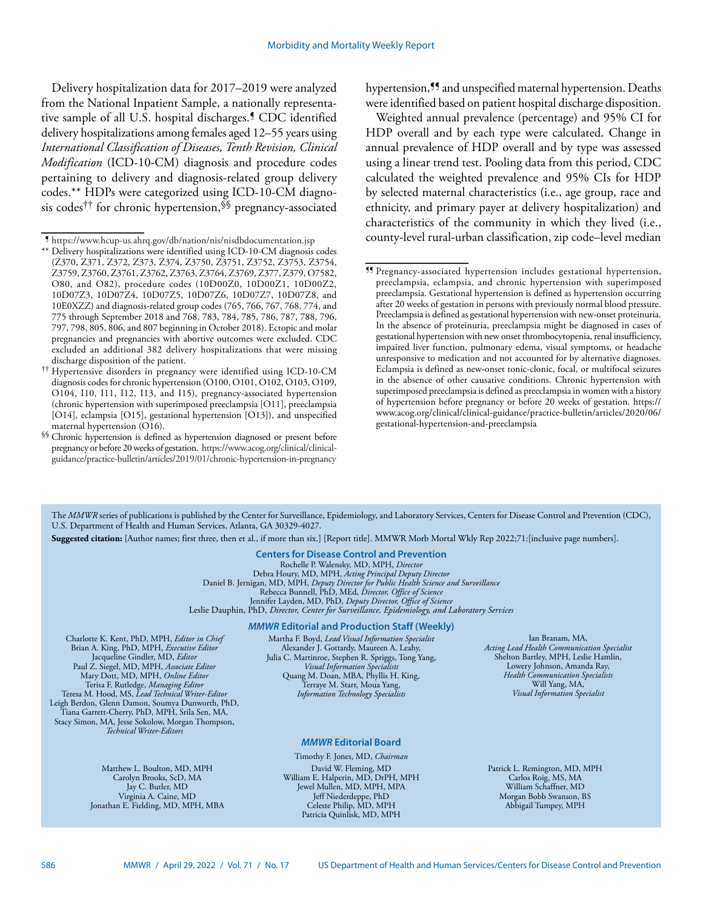Delivery hospitalization data for 2017–2019 were analyzed from the National Inpatient Sample, a nationally representative sample of all U.S. hospital discharges.¶ CDC identified delivery hospitalizations among females aged 12–55 years using *International Classification of Diseases, Tenth Revision, Clinical Modification* (ICD-10-CM) diagnosis and procedure codes pertaining to delivery and diagnosis-related group delivery codes.** HDPs were categorized using ICD-10-CM diagnosis codes†† for chronic hypertension,§§ pregnancy-associated hypertension,¶¶ and unspecified maternal hypertension. Deaths were identified based on patient hospital discharge disposition.

Weighted annual prevalence (percentage) and 95% CI for HDP overall and by each type were calculated. Change in annual prevalence of HDP overall and by type was assessed using a linear trend test. Pooling data from this period, CDC calculated the weighted prevalence and 95% CIs for HDP by selected maternal characteristics (i.e., age group, race and ethnicity, and primary payer at delivery hospitalization) and characteristics of the community in which they lived (i.e., county-level rural-urban classification, zip code–level median

---

¶ https://www.hcup-us.ahrq.gov/db/nation/nis/nisdbdocumentation.jsp

** Delivery hospitalizations were identified using ICD-10-CM diagnosis codes (Z370, Z371, Z372, Z373, Z374, Z3750, Z3751, Z3752, Z3753, Z3754, Z3759, Z3760, Z3761, Z3762, Z3763, Z3764, Z3769, Z377, Z379, O7582, O80, and O82), procedure codes (10D00Z0, 10D00Z1, 10D00Z2, 10D07Z3, 10D07Z4, 10D07Z5, 10D07Z6, 10D07Z7, 10D07Z8, and 10E0XZZ) and diagnosis-related group codes (765, 766, 767, 768, 774, and 775 through September 2018 and 768, 783, 784, 785, 786, 787, 788, 796, 797, 798, 805, 806, and 807 beginning in October 2018). Ectopic and molar pregnancies and pregnancies with abortive outcomes were excluded. CDC excluded an additional 382 delivery hospitalizations that were missing discharge disposition of the patient.

†† Hypertensive disorders in pregnancy were identified using ICD-10-CM diagnosis codes for chronic hypertension (O100, O101, O102, O103, O109, O104, I10, I11, I12, I13, and I15), pregnancy-associated hypertension (chronic hypertension with superimposed preeclampsia [O11], preeclampsia [O14], eclampsia [O15], gestational hypertension [O13]), and unspecified maternal hypertension (O16).

§§ Chronic hypertension is defined as hypertension diagnosed or present before pregnancy or before 20 weeks of gestation. https://www.acog.org/clinical/clinical-guidance/practice-bulletin/articles/2019/01/chronic-hypertension-in-pregnancy

¶¶ Pregnancy-associated hypertension includes gestational hypertension, preeclampsia, eclampsia, and chronic hypertension with superimposed preeclampsia. Gestational hypertension is defined as hypertension occurring after 20 weeks of gestation in persons with previously normal blood pressure. Preeclampsia is defined as gestational hypertension with new-onset proteinuria. In the absence of proteinuria, preeclampsia might be diagnosed in cases of gestational hypertension with new onset thrombocytopenia, renal insufficiency, impaired liver function, pulmonary edema, visual symptoms, or headache unresponsive to medication and not accounted for by alternative diagnoses. Eclampsia is defined as new-onset tonic-clonic, focal, or multifocal seizures in the absence of other causative conditions. Chronic hypertension with superimposed preeclampsia is defined as preeclampsia in women with a history of hypertension before pregnancy or before 20 weeks of gestation. https://www.acog.org/clinical/clinical-guidance/practice-bulletin/articles/2020/06/gestational-hypertension-and-preeclampsia

---

The *MMWR* series of publications is published by the Center for Surveillance, Epidemiology, and Laboratory Services, Centers for Disease Control and Prevention (CDC), U.S. Department of Health and Human Services, Atlanta, GA 30329-4027.

**Suggested citation:** [Author names; first three, then et al., if more than six.] [Report title]. MMWR Morb Mortal Wkly Rep 2022;71:[inclusive page numbers].

**Centers for Disease Control and Prevention**

Rochelle P. Walensky, MD, MPH, *Director*
Debra Houry, MD, MPH, *Acting Principal Deputy Director*
Daniel B. Jernigan, MD, MPH, *Deputy Director for Public Health Science and Surveillance*
Rebecca Bunnell, PhD, MEd, *Director, Office of Science*
Jennifer Layden, MD, PhD, *Deputy Director, Office of Science*
Leslie Dauphin, PhD, *Director, Center for Surveillance, Epidemiology, and Laboratory Services*

***MMWR* Editorial and Production Staff (Weekly)**

Charlotte K. Kent, PhD, MPH, *Editor in Chief*
Brian A. King, PhD, MPH, *Executive Editor*
Jacqueline Gindler, MD, *Editor*
Paul Z. Siegel, MD, MPH, *Associate Editor*
Mary Dott, MD, MPH, *Online Editor*
Terisa F. Rutledge, *Managing Editor*
Teresa M. Hood, MS, *Lead Technical Writer-Editor*
Leigh Berdon, Glenn Damon, Soumya Dunworth, PhD, Tiana Garrett-Cherry, PhD, MPH, Srila Sen, MA, Stacy Simon, MA, Jesse Sokolow, Morgan Thompson, *Technical Writer-Editors*

Martha F. Boyd, *Lead Visual Information Specialist*
Alexander J. Gottardy, Maureen A. Leahy, Julia C. Martinroe, Stephen R. Spriggs, Tong Yang, *Visual Information Specialists*
Quang M. Doan, MBA, Phyllis H. King, Terraye M. Starr, Moua Yang, *Information Technology Specialists*

Ian Branam, MA, *Acting Lead Health Communication Specialist*
Shelton Bartley, MPH, Leslie Hamlin, Lowery Johnson, Amanda Ray, *Health Communication Specialists*
Will Yang, MA, *Visual Information Specialist*

***MMWR* Editorial Board**

Timothy F. Jones, MD, *Chairman*

Matthew L. Boulton, MD, MPH
Carolyn Brooks, ScD, MA
Jay C. Butler, MD
Virginia A. Caine, MD
Jonathan E. Fielding, MD, MPH, MBA

David W. Fleming, MD
William E. Halperin, MD, DrPH, MPH
Jewel Mullen, MD, MPH, MPA
Jeff Niederdeppe, PhD
Celeste Philip, MD, MPH
Patricia Quinlisk, MD, MPH

Patrick L. Remington, MD, MPH
Carlos Roig, MS, MA
William Schaffner, MD
Morgan Bobb Swanson, BS
Abbigail Tumpey, MPH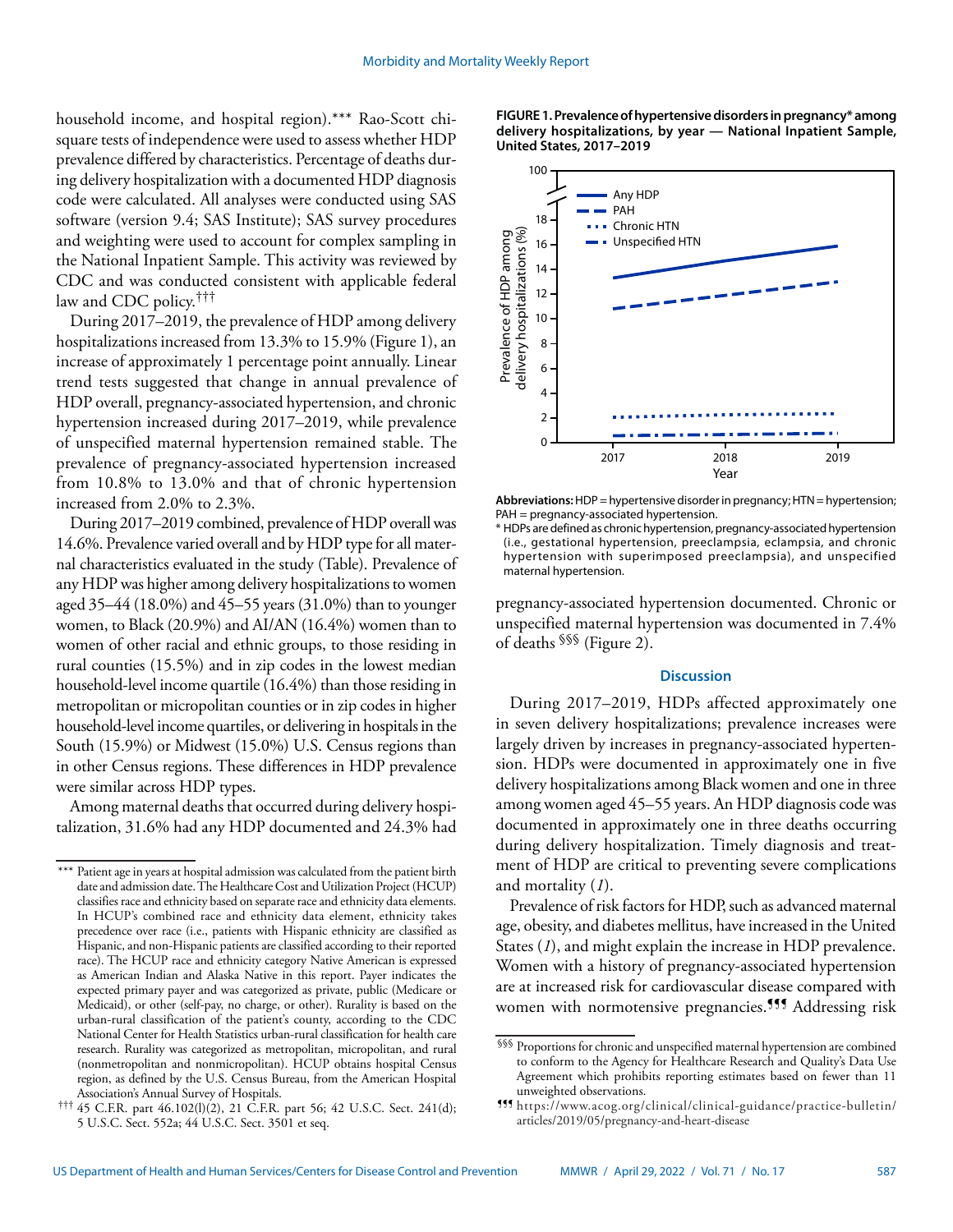household income, and hospital region).*** Rao-Scott chi-square tests of independence were used to assess whether HDP prevalence differed by characteristics. Percentage of deaths during delivery hospitalization with a documented HDP diagnosis code were calculated. All analyses were conducted using SAS software (version 9.4; SAS Institute); SAS survey procedures and weighting were used to account for complex sampling in the National Inpatient Sample. This activity was reviewed by CDC and was conducted consistent with applicable federal law and CDC policy.†††

During 2017–2019, the prevalence of HDP among delivery hospitalizations increased from 13.3% to 15.9% (Figure 1), an increase of approximately 1 percentage point annually. Linear trend tests suggested that change in annual prevalence of HDP overall, pregnancy-associated hypertension, and chronic hypertension increased during 2017–2019, while prevalence of unspecified maternal hypertension remained stable. The prevalence of pregnancy-associated hypertension increased from 10.8% to 13.0% and that of chronic hypertension increased from 2.0% to 2.3%.

During 2017–2019 combined, prevalence of HDP overall was 14.6%. Prevalence varied overall and by HDP type for all maternal characteristics evaluated in the study (Table). Prevalence of any HDP was higher among delivery hospitalizations to women aged 35–44 (18.0%) and 45–55 years (31.0%) than to younger women, to Black (20.9%) and AI/AN (16.4%) women than to women of other racial and ethnic groups, to those residing in rural counties (15.5%) and in zip codes in the lowest median household-level income quartile (16.4%) than those residing in metropolitan or micropolitan counties or in zip codes in higher household-level income quartiles, or delivering in hospitals in the South (15.9%) or Midwest (15.0%) U.S. Census regions than in other Census regions. These differences in HDP prevalence were similar across HDP types.

Among maternal deaths that occurred during delivery hospitalization, 31.6% had any HDP documented and 24.3% had pregnancy-associated hypertension documented. Chronic or unspecified maternal hypertension was documented in 7.4% of deaths §§§ (Figure 2).

**FIGURE 1. Prevalence of hypertensive disorders in pregnancy* among delivery hospitalizations, by year — National Inpatient Sample, United States, 2017–2019**

**Abbreviations:** HDP = hypertensive disorder in pregnancy; HTN = hypertension; PAH = pregnancy-associated hypertension.

* HDPs are defined as chronic hypertension, pregnancy-associated hypertension (i.e., gestational hypertension, preeclampsia, eclampsia, and chronic hypertension with superimposed preeclampsia), and unspecified maternal hypertension.

## Discussion

During 2017–2019, HDPs affected approximately one in seven delivery hospitalizations; prevalence increases were largely driven by increases in pregnancy-associated hypertension. HDPs were documented in approximately one in five delivery hospitalizations among Black women and one in three among women aged 45–55 years. An HDP diagnosis code was documented in approximately one in three deaths occurring during delivery hospitalization. Timely diagnosis and treatment of HDP are critical to preventing severe complications and mortality (*1*).

Prevalence of risk factors for HDP, such as advanced maternal age, obesity, and diabetes mellitus, have increased in the United States (*1*), and might explain the increase in HDP prevalence. Women with a history of pregnancy-associated hypertension are at increased risk for cardiovascular disease compared with women with normotensive pregnancies.¶¶¶ Addressing risk

---

*** Patient age in years at hospital admission was calculated from the patient birth date and admission date. The Healthcare Cost and Utilization Project (HCUP) classifies race and ethnicity based on separate race and ethnicity data elements. In HCUP's combined race and ethnicity data element, ethnicity takes precedence over race (i.e., patients with Hispanic ethnicity are classified as Hispanic, and non-Hispanic patients are classified according to their reported race). The HCUP race and ethnicity category Native American is expressed as American Indian and Alaska Native in this report. Payer indicates the expected primary payer and was categorized as private, public (Medicare or Medicaid), or other (self-pay, no charge, or other). Rurality is based on the urban-rural classification of the patient's county, according to the CDC National Center for Health Statistics urban-rural classification for health care research. Rurality was categorized as metropolitan, micropolitan, and rural (nonmetropolitan and nonmicropolitan). HCUP obtains hospital Census region, as defined by the U.S. Census Bureau, from the American Hospital Association's Annual Survey of Hospitals.

††† 45 C.F.R. part 46.102(l)(2), 21 C.F.R. part 56; 42 U.S.C. Sect. 241(d); 5 U.S.C. Sect. 552a; 44 U.S.C. Sect. 3501 et seq.

§§§ Proportions for chronic and unspecified maternal hypertension are combined to conform to the Agency for Healthcare Research and Quality's Data Use Agreement which prohibits reporting estimates based on fewer than 11 unweighted observations.

¶¶¶ https://www.acog.org/clinical/clinical-guidance/practice-bulletin/articles/2019/05/pregnancy-and-heart-disease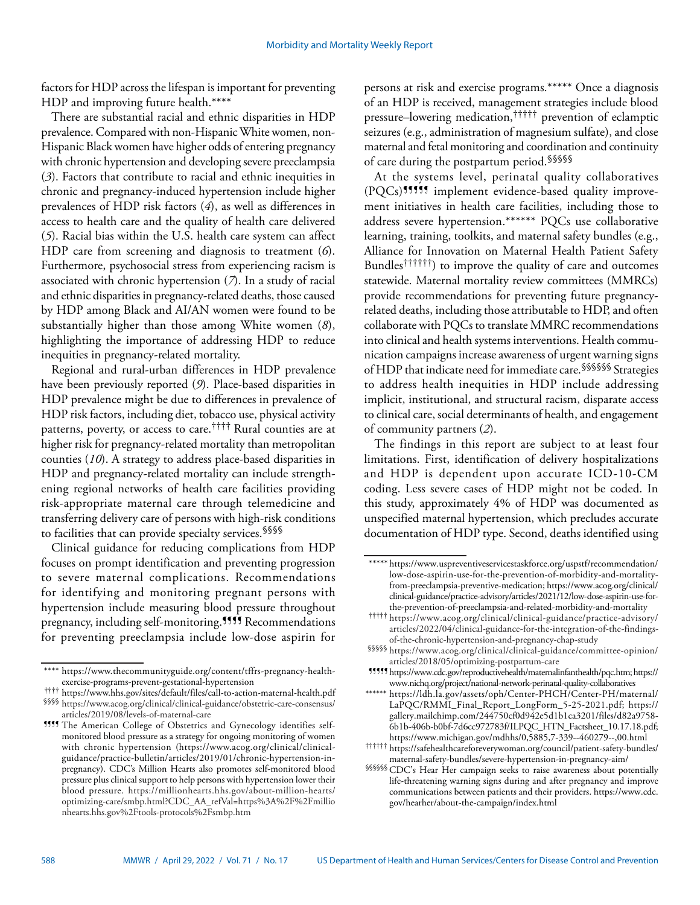factors for HDP across the lifespan is important for preventing HDP and improving future health.****

There are substantial racial and ethnic disparities in HDP prevalence. Compared with non-Hispanic White women, non-Hispanic Black women have higher odds of entering pregnancy with chronic hypertension and developing severe preeclampsia (*3*). Factors that contribute to racial and ethnic inequities in chronic and pregnancy-induced hypertension include higher prevalences of HDP risk factors (*4*), as well as differences in access to health care and the quality of health care delivered (*5*). Racial bias within the U.S. health care system can affect HDP care from screening and diagnosis to treatment (*6*). Furthermore, psychosocial stress from experiencing racism is associated with chronic hypertension (*7*). In a study of racial and ethnic disparities in pregnancy-related deaths, those caused by HDP among Black and AI/AN women were found to be substantially higher than those among White women (*8*), highlighting the importance of addressing HDP to reduce inequities in pregnancy-related mortality.

Regional and rural-urban differences in HDP prevalence have been previously reported (*9*). Place-based disparities in HDP prevalence might be due to differences in prevalence of HDP risk factors, including diet, tobacco use, physical activity patterns, poverty, or access to care.†††† Rural counties are at higher risk for pregnancy-related mortality than metropolitan counties (*10*). A strategy to address place-based disparities in HDP and pregnancy-related mortality can include strengthening regional networks of health care facilities providing risk-appropriate maternal care through telemedicine and transferring delivery care of persons with high-risk conditions to facilities that can provide specialty services.§§§§

Clinical guidance for reducing complications from HDP focuses on prompt identification and preventing progression to severe maternal complications. Recommendations for identifying and monitoring pregnant persons with hypertension include measuring blood pressure throughout pregnancy, including self-monitoring.¶¶¶¶ Recommendations for preventing preeclampsia include low-dose aspirin for persons at risk and exercise programs.***** Once a diagnosis of an HDP is received, management strategies include blood pressure–lowering medication,††††† prevention of eclamptic seizures (e.g., administration of magnesium sulfate), and close maternal and fetal monitoring and coordination and continuity of care during the postpartum period.§§§§§

At the systems level, perinatal quality collaboratives (PQCs)¶¶¶¶¶ implement evidence-based quality improvement initiatives in health care facilities, including those to address severe hypertension.****** PQCs use collaborative learning, training, toolkits, and maternal safety bundles (e.g., Alliance for Innovation on Maternal Health Patient Safety Bundles††††††) to improve the quality of care and outcomes statewide. Maternal mortality review committees (MMRCs) provide recommendations for preventing future pregnancy-related deaths, including those attributable to HDP, and often collaborate with PQCs to translate MMRC recommendations into clinical and health systems interventions. Health communication campaigns increase awareness of urgent warning signs of HDP that indicate need for immediate care.§§§§§§ Strategies to address health inequities in HDP include addressing implicit, institutional, and structural racism, disparate access to clinical care, social determinants of health, and engagement of community partners (*2*).

The findings in this report are subject to at least four limitations. First, identification of delivery hospitalizations and HDP is dependent upon accurate ICD-10-CM coding. Less severe cases of HDP might not be coded. In this study, approximately 4% of HDP was documented as unspecified maternal hypertension, which precludes accurate documentation of HDP type. Second, deaths identified using

---

**** https://www.thecommunityguide.org/content/tffrs-pregnancy-health-exercise-programs-prevent-gestational-hypertension

†††† https://www.hhs.gov/sites/default/files/call-to-action-maternal-health.pdf

§§§§ https://www.acog.org/clinical/clinical-guidance/obstetric-care-consensus/articles/2019/08/levels-of-maternal-care

¶¶¶¶ The American College of Obstetrics and Gynecology identifies self-monitored blood pressure as a strategy for ongoing monitoring of women with chronic hypertension (https://www.acog.org/clinical/clinical-guidance/practice-bulletin/articles/2019/01/chronic-hypertension-in-pregnancy). CDC's Million Hearts also promotes self-monitored blood pressure plus clinical support to help persons with hypertension lower their blood pressure. https://millionhearts.hhs.gov/about-million-hearts/optimizing-care/smbp.html?CDC_AA_refVal=https%3A%2F%2Fmillionhearts.hhs.gov%2Ftools-protocols%2Fsmbp.htm

***** https://www.uspreventiveservicestaskforce.org/uspstf/recommendation/low-dose-aspirin-use-for-the-prevention-of-morbidity-and-mortality-from-preeclampsia-preventive-medication; https://www.acog.org/clinical/clinical-guidance/practice-advisory/articles/2021/12/low-dose-aspirin-use-for-the-prevention-of-preeclampsia-and-related-morbidity-and-mortality

††††† https://www.acog.org/clinical/clinical-guidance/practice-advisory/articles/2022/04/clinical-guidance-for-the-integration-of-the-findings-of-the-chronic-hypertension-and-pregnancy-chap-study

§§§§§ https://www.acog.org/clinical/clinical-guidance/committee-opinion/articles/2018/05/optimizing-postpartum-care

¶¶¶¶¶ https://www.cdc.gov/reproductivehealth/maternalinfanthealth/pqc.htm; https://www.nichq.org/project/national-network-perinatal-quality-collaboratives

****** https://ldh.la.gov/assets/oph/Center-PHCH/Center-PH/maternal/LaPQC/RMMI_Final_Report_LongForm_5-25-2021.pdf; https://gallery.mailchimp.com/244750cf0d942e5d1b1ca3201/files/d82a9758-6b1b-406b-b0bf-7d6cc972783f/ILPQC_HTN_Factsheet_10.17.18.pdf; https://www.michigan.gov/mdhhs/0,5885,7-339--460279--,00.html

†††††† https://safehealthcareforeverywoman.org/council/patient-safety-bundles/maternal-safety-bundles/severe-hypertension-in-pregnancy-aim/

§§§§§§ CDC's Hear Her campaign seeks to raise awareness about potentially life-threatening warning signs during and after pregnancy and improve communications between patients and their providers. https://www.cdc.gov/hearher/about-the-campaign/index.html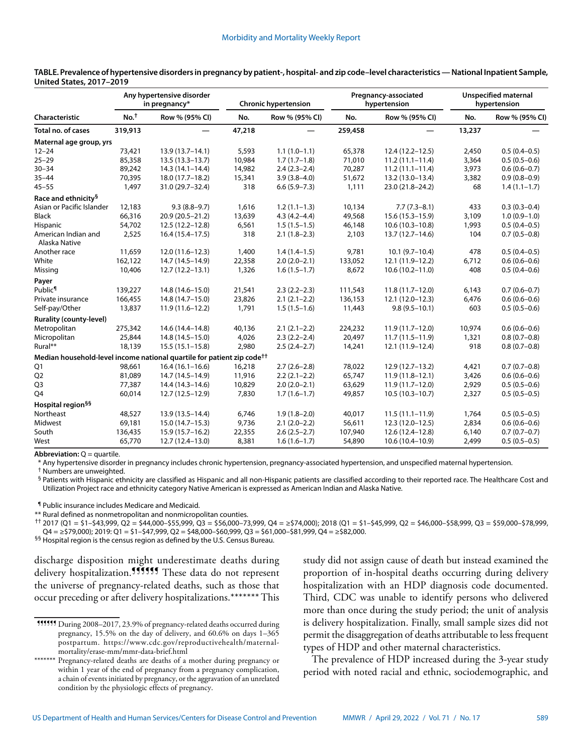**TABLE. Prevalence of hypertensive disorders in pregnancy by patient-, hospital- and zip code–level characteristics — National Inpatient Sample, United States, 2017–2019**

| Characteristic | Any hypertensive disorder in pregnancy* | | Chronic hypertension | | Pregnancy-associated hypertension | | Unspecified maternal hypertension | |
|---|---|---|---|---|---|---|---|---|
| | No.† | Row % (95% CI) | No. | Row % (95% CI) | No. | Row % (95% CI) | No. | Row % (95% CI) |
| **Total no. of cases** | **319,913** | — | **47,218** | — | **259,458** | — | **13,237** | — |
| **Maternal age group, yrs** | | | | | | | | |
| 12–24 | 73,421 | 13.9 (13.7–14.1) | 5,593 | 1.1 (1.0–1.1) | 65,378 | 12.4 (12.2–12.5) | 2,450 | 0.5 (0.4–0.5) |
| 25–29 | 85,358 | 13.5 (13.3–13.7) | 10,984 | 1.7 (1.7–1.8) | 71,010 | 11.2 (11.1–11.4) | 3,364 | 0.5 (0.5–0.6) |
| 30–34 | 89,242 | 14.3 (14.1–14.4) | 14,982 | 2.4 (2.3–2.4) | 70,287 | 11.2 (11.1–11.4) | 3,973 | 0.6 (0.6–0.7) |
| 35–44 | 70,395 | 18.0 (17.7–18.2) | 15,341 | 3.9 (3.8–4.0) | 51,672 | 13.2 (13.0–13.4) | 3,382 | 0.9 (0.8–0.9) |
| 45–55 | 1,497 | 31.0 (29.7–32.4) | 318 | 6.6 (5.9–7.3) | 1,111 | 23.0 (21.8–24.2) | 68 | 1.4 (1.1–1.7) |
| **Race and ethnicity§** | | | | | | | | |
| Asian or Pacific Islander | 12,183 | 9.3 (8.8–9.7) | 1,616 | 1.2 (1.1–1.3) | 10,134 | 7.7 (7.3–8.1) | 433 | 0.3 (0.3–0.4) |
| Black | 66,316 | 20.9 (20.5–21.2) | 13,639 | 4.3 (4.2–4.4) | 49,568 | 15.6 (15.3–15.9) | 3,109 | 1.0 (0.9–1.0) |
| Hispanic | 54,702 | 12.5 (12.2–12.8) | 6,561 | 1.5 (1.5–1.5) | 46,148 | 10.6 (10.3–10.8) | 1,993 | 0.5 (0.4–0.5) |
| American Indian and Alaska Native | 2,525 | 16.4 (15.4–17.5) | 318 | 2.1 (1.8–2.3) | 2,103 | 13.7 (12.7–14.6) | 104 | 0.7 (0.5–0.8) |
| Another race | 11,659 | 12.0 (11.6–12.3) | 1,400 | 1.4 (1.4–1.5) | 9,781 | 10.1 (9.7–10.4) | 478 | 0.5 (0.4–0.5) |
| White | 162,122 | 14.7 (14.5–14.9) | 22,358 | 2.0 (2.0–2.1) | 133,052 | 12.1 (11.9–12.2) | 6,712 | 0.6 (0.6–0.6) |
| Missing | 10,406 | 12.7 (12.2–13.1) | 1,326 | 1.6 (1.5–1.7) | 8,672 | 10.6 (10.2–11.0) | 408 | 0.5 (0.4–0.6) |
| **Payer** | | | | | | | | |
| Public¶ | 139,227 | 14.8 (14.6–15.0) | 21,541 | 2.3 (2.2–2.3) | 111,543 | 11.8 (11.7–12.0) | 6,143 | 0.7 (0.6–0.7) |
| Private insurance | 166,455 | 14.8 (14.7–15.0) | 23,826 | 2.1 (2.1–2.2) | 136,153 | 12.1 (12.0–12.3) | 6,476 | 0.6 (0.6–0.6) |
| Self-pay/Other | 13,837 | 11.9 (11.6–12.2) | 1,791 | 1.5 (1.5–1.6) | 11,443 | 9.8 (9.5–10.1) | 603 | 0.5 (0.5–0.6) |
| **Rurality (county-level)** | | | | | | | | |
| Metropolitan | 275,342 | 14.6 (14.4–14.8) | 40,136 | 2.1 (2.1–2.2) | 224,232 | 11.9 (11.7–12.0) | 10,974 | 0.6 (0.6–0.6) |
| Micropolitan | 25,844 | 14.8 (14.5–15.0) | 4,026 | 2.3 (2.2–2.4) | 20,497 | 11.7 (11.5–11.9) | 1,321 | 0.8 (0.7–0.8) |
| Rural** | 18,139 | 15.5 (15.1–15.8) | 2,980 | 2.5 (2.4–2.7) | 14,241 | 12.1 (11.9–12.4) | 918 | 0.8 (0.7–0.8) |
| **Median household-level income national quartile for patient zip code††** | | | | | | | | |
| Q1 | 98,661 | 16.4 (16.1–16.6) | 16,218 | 2.7 (2.6–2.8) | 78,022 | 12.9 (12.7–13.2) | 4,421 | 0.7 (0.7–0.8) |
| Q2 | 81,089 | 14.7 (14.5–14.9) | 11,916 | 2.2 (2.1–2.2) | 65,747 | 11.9 (11.8–12.1) | 3,426 | 0.6 (0.6–0.6) |
| Q3 | 77,387 | 14.4 (14.3–14.6) | 10,829 | 2.0 (2.0–2.1) | 63,629 | 11.9 (11.7–12.0) | 2,929 | 0.5 (0.5–0.6) |
| Q4 | 60,014 | 12.7 (12.5–12.9) | 7,830 | 1.7 (1.6–1.7) | 49,857 | 10.5 (10.3–10.7) | 2,327 | 0.5 (0.5–0.5) |
| **Hospital region§§** | | | | | | | | |
| Northeast | 48,527 | 13.9 (13.5–14.4) | 6,746 | 1.9 (1.8–2.0) | 40,017 | 11.5 (11.1–11.9) | 1,764 | 0.5 (0.5–0.5) |
| Midwest | 69,181 | 15.0 (14.7–15.3) | 9,736 | 2.1 (2.0–2.2) | 56,611 | 12.3 (12.0–12.5) | 2,834 | 0.6 (0.6–0.6) |
| South | 136,435 | 15.9 (15.7–16.2) | 22,355 | 2.6 (2.5–2.7) | 107,940 | 12.6 (12.4–12.8) | 6,140 | 0.7 (0.7–0.7) |
| West | 65,770 | 12.7 (12.4–13.0) | 8,381 | 1.6 (1.6–1.7) | 54,890 | 10.6 (10.4–10.9) | 2,499 | 0.5 (0.5–0.5) |

**Abbreviation:** Q = quartile.

\* Any hypertensive disorder in pregnancy includes chronic hypertension, pregnancy-associated hypertension, and unspecified maternal hypertension.

† Numbers are unweighted.

§ Patients with Hispanic ethnicity are classified as Hispanic and all non-Hispanic patients are classified according to their reported race. The Healthcare Cost and Utilization Project race and ethnicity category Native American is expressed as American Indian and Alaska Native.

¶ Public insurance includes Medicare and Medicaid.

** Rural defined as nonmetropolitan and nonmicropolitan counties.

†† 2017 (Q1 = $1–$43,999, Q2 = $44,000–$55,999, Q3 = $56,000–73,999, Q4 = ≥$74,000); 2018 (Q1 = $1–$45,999, Q2 = $46,000–$58,999, Q3 = $59,000–$78,999, Q4 = ≥$79,000); 2019: Q1 = $1–$47,999, Q2 = $48,000–$60,999, Q3 = $61,000–$81,999, Q4 = ≥$82,000.

§§ Hospital region is the census region as defined by the U.S. Census Bureau.

discharge disposition might underestimate deaths during delivery hospitalization.¶¶¶¶¶¶ These data do not represent the universe of pregnancy-related deaths, such as those that occur preceding or after delivery hospitalizations.******* This study did not assign cause of death but instead examined the proportion of in-hospital deaths occurring during delivery hospitalization with an HDP diagnosis code documented. Third, CDC was unable to identify persons who delivered more than once during the study period; the unit of analysis is delivery hospitalization. Finally, small sample sizes did not permit the disaggregation of deaths attributable to less frequent types of HDP and other maternal characteristics.

The prevalence of HDP increased during the 3-year study period with noted racial and ethnic, sociodemographic, and

¶¶¶¶¶¶ During 2008–2017, 23.9% of pregnancy-related deaths occurred during pregnancy, 15.5% on the day of delivery, and 60.6% on days 1–365 postpartum. https://www.cdc.gov/reproductivehealth/maternal-mortality/erase-mm/mmr-data-brief.html

******* Pregnancy-related deaths are deaths of a mother during pregnancy or within 1 year of the end of pregnancy from a pregnancy complication, a chain of events initiated by pregnancy, or the aggravation of an unrelated condition by the physiologic effects of pregnancy.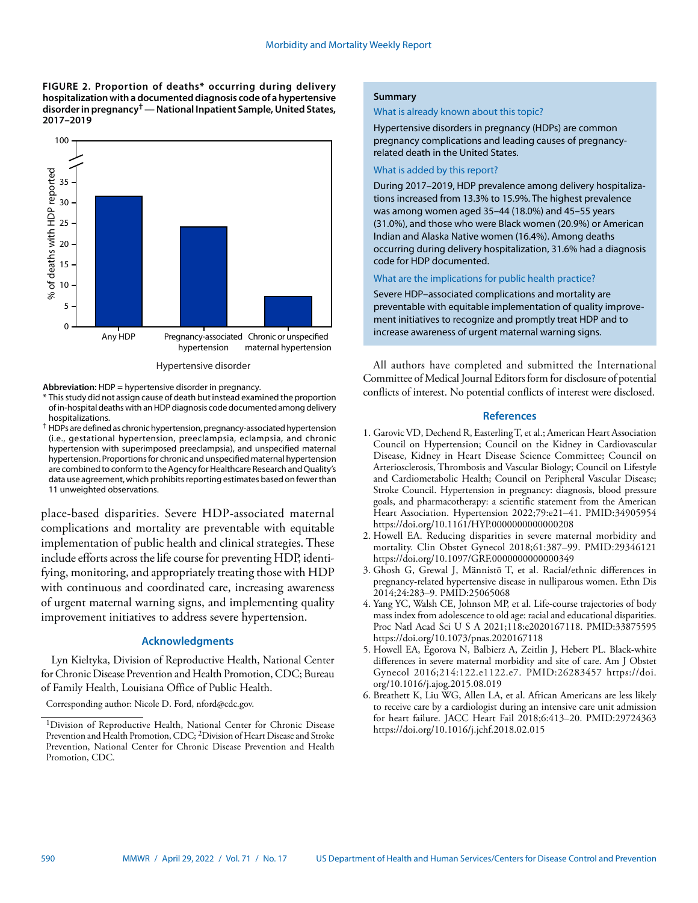**FIGURE 2. Proportion of deaths* occurring during delivery hospitalization with a documented diagnosis code of a hypertensive disorder in pregnancy† — National Inpatient Sample, United States, 2017–2019**

**Abbreviation:** HDP = hypertensive disorder in pregnancy.

\* This study did not assign cause of death but instead examined the proportion of in-hospital deaths with an HDP diagnosis code documented among delivery hospitalizations.

† HDPs are defined as chronic hypertension, pregnancy-associated hypertension (i.e., gestational hypertension, preeclampsia, eclampsia, and chronic hypertension with superimposed preeclampsia), and unspecified maternal hypertension. Proportions for chronic and unspecified maternal hypertension are combined to conform to the Agency for Healthcare Research and Quality's data use agreement, which prohibits reporting estimates based on fewer than 11 unweighted observations.

place-based disparities. Severe HDP-associated maternal complications and mortality are preventable with equitable implementation of public health and clinical strategies. These include efforts across the life course for preventing HDP, identifying, monitoring, and appropriately treating those with HDP with continuous and coordinated care, increasing awareness of urgent maternal warning signs, and implementing quality improvement initiatives to address severe hypertension.

## Acknowledgments

Lyn Kieltyka, Division of Reproductive Health, National Center for Chronic Disease Prevention and Health Promotion, CDC; Bureau of Family Health, Louisiana Office of Public Health.

Corresponding author: Nicole D. Ford, nford@cdc.gov.

[1]Division of Reproductive Health, National Center for Chronic Disease Prevention and Health Promotion, CDC; [2]Division of Heart Disease and Stroke Prevention, National Center for Chronic Disease Prevention and Health Promotion, CDC.

### Summary

**What is already known about this topic?**

Hypertensive disorders in pregnancy (HDPs) are common pregnancy complications and leading causes of pregnancy-related death in the United States.

**What is added by this report?**

During 2017–2019, HDP prevalence among delivery hospitalizations increased from 13.3% to 15.9%. The highest prevalence was among women aged 35–44 (18.0%) and 45–55 years (31.0%), and those who were Black women (20.9%) or American Indian and Alaska Native women (16.4%). Among deaths occurring during delivery hospitalization, 31.6% had a diagnosis code for HDP documented.

**What are the implications for public health practice?**

Severe HDP–associated complications and mortality are preventable with equitable implementation of quality improvement initiatives to recognize and promptly treat HDP and to increase awareness of urgent maternal warning signs.

All authors have completed and submitted the International Committee of Medical Journal Editors form for disclosure of potential conflicts of interest. No potential conflicts of interest were disclosed.

## References

1. Garovic VD, Dechend R, Easterling T, et al.; American Heart Association Council on Hypertension; Council on the Kidney in Cardiovascular Disease, Kidney in Heart Disease Science Committee; Council on Arteriosclerosis, Thrombosis and Vascular Biology; Council on Lifestyle and Cardiometabolic Health; Council on Peripheral Vascular Disease; Stroke Council. Hypertension in pregnancy: diagnosis, blood pressure goals, and pharmacotherapy: a scientific statement from the American Heart Association. Hypertension 2022;79:e21–41. PMID:34905954 https://doi.org/10.1161/HYP.0000000000000208
2. Howell EA. Reducing disparities in severe maternal morbidity and mortality. Clin Obstet Gynecol 2018;61:387–99. PMID:29346121 https://doi.org/10.1097/GRF.0000000000000349
3. Ghosh G, Grewal J, Männistö T, et al. Racial/ethnic differences in pregnancy-related hypertensive disease in nulliparous women. Ethn Dis 2014;24:283–9. PMID:25065068
4. Yang YC, Walsh CE, Johnson MP, et al. Life-course trajectories of body mass index from adolescence to old age: racial and educational disparities. Proc Natl Acad Sci U S A 2021;118:e2020167118. PMID:33875595 https://doi.org/10.1073/pnas.2020167118
5. Howell EA, Egorova N, Balbierz A, Zeitlin J, Hebert PL. Black-white differences in severe maternal morbidity and site of care. Am J Obstet Gynecol 2016;214:122.e1122.e7. PMID:26283457 https://doi.org/10.1016/j.ajog.2015.08.019
6. Breathett K, Liu WG, Allen LA, et al. African Americans are less likely to receive care by a cardiologist during an intensive care unit admission for heart failure. JACC Heart Fail 2018;6:413–20. PMID:29724363 https://doi.org/10.1016/j.jchf.2018.02.015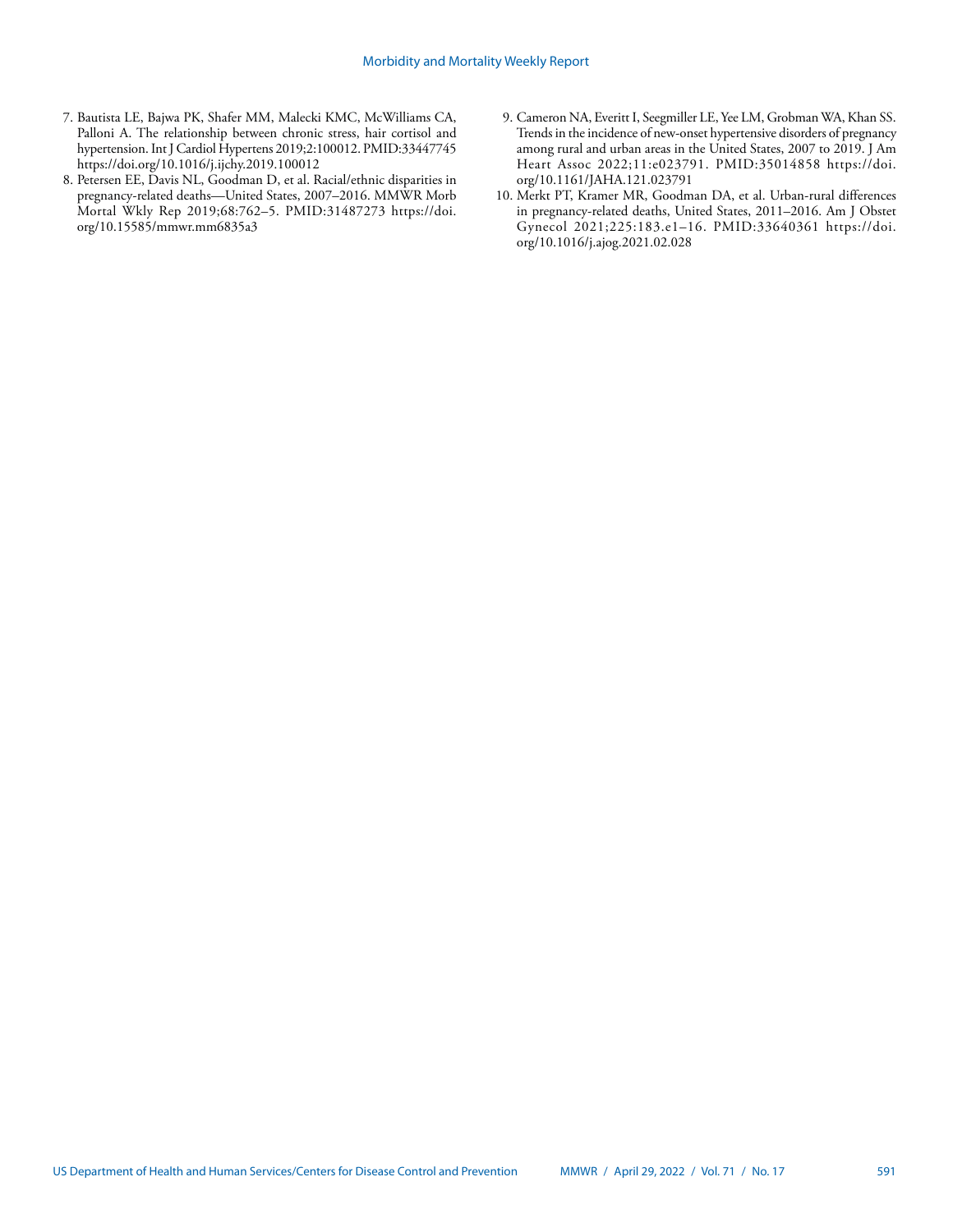7. Bautista LE, Bajwa PK, Shafer MM, Malecki KMC, McWilliams CA, Palloni A. The relationship between chronic stress, hair cortisol and hypertension. Int J Cardiol Hypertens 2019;2:100012. PMID:33447745 https://doi.org/10.1016/j.ijchy.2019.100012
8. Petersen EE, Davis NL, Goodman D, et al. Racial/ethnic disparities in pregnancy-related deaths—United States, 2007–2016. MMWR Morb Mortal Wkly Rep 2019;68:762–5. PMID:31487273 https://doi.org/10.15585/mmwr.mm6835a3
9. Cameron NA, Everitt I, Seegmiller LE, Yee LM, Grobman WA, Khan SS. Trends in the incidence of new-onset hypertensive disorders of pregnancy among rural and urban areas in the United States, 2007 to 2019. J Am Heart Assoc 2022;11:e023791. PMID:35014858 https://doi.org/10.1161/JAHA.121.023791
10. Merkt PT, Kramer MR, Goodman DA, et al. Urban-rural differences in pregnancy-related deaths, United States, 2011–2016. Am J Obstet Gynecol 2021;225:183.e1–16. PMID:33640361 https://doi.org/10.1016/j.ajog.2021.02.028